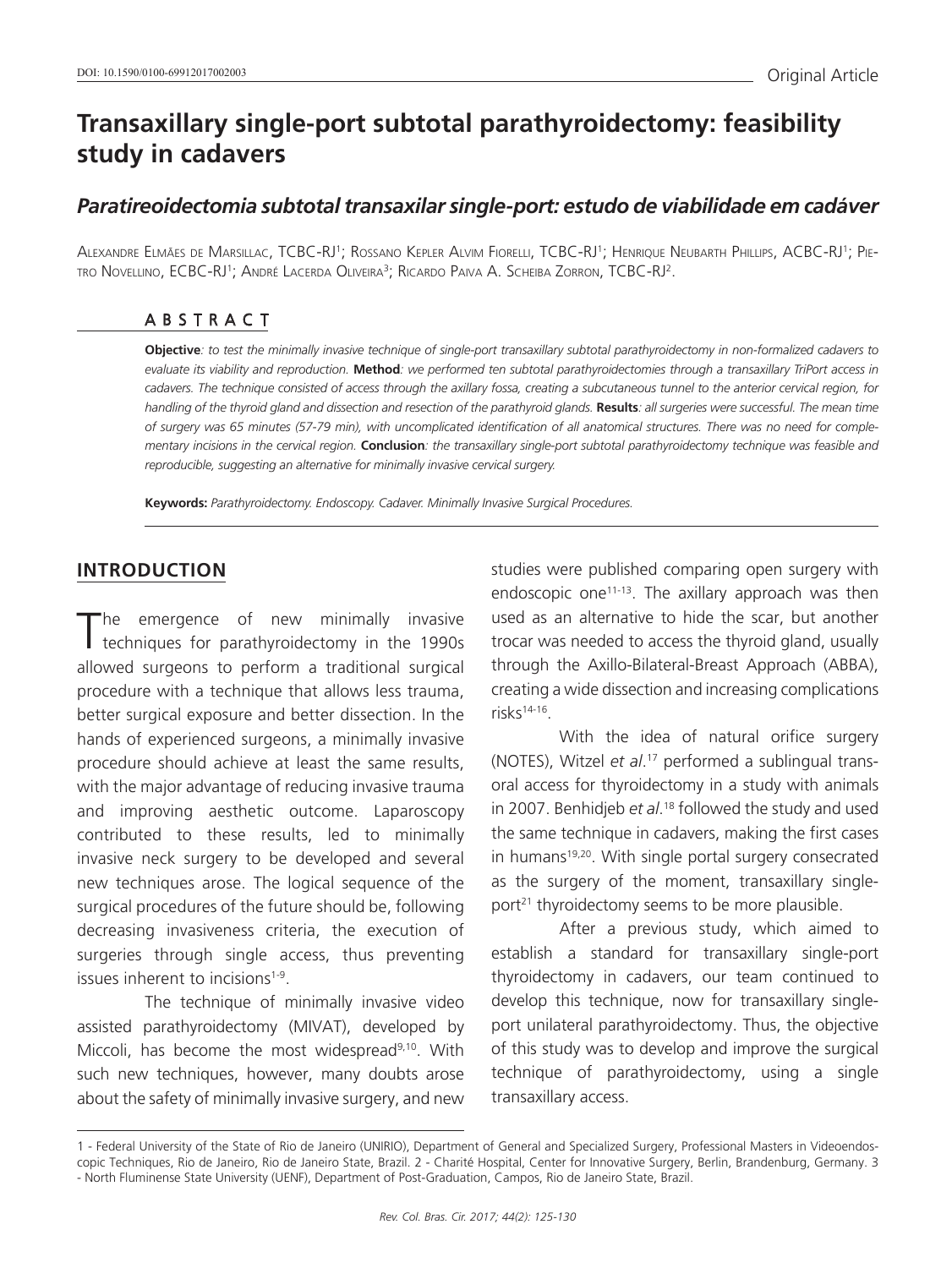DOI: 10.1590/0100-69912017002003

Original Article

# Transaxillary single-port subtotal parathyroidectomy: feasibility study in cadavers

## *Paratireoidectomia subtotal transaxilar single-port: estudo de viabilidade em cadáver*

Alexandre Elmães de Marsillac, TCBC-RJ[1]; Rossano Kepler Alvim Fiorelli, TCBC-RJ[1]; Henrique Neubarth Phillips, ACBC-RJ[1]; Pietro Novellino, ECBC-RJ[1]; André Lacerda Oliveira[3]; Ricardo Paiva A. Scheiba Zorron, TCBC-RJ[2].

## ABSTRACT

**Objective**: *to test the minimally invasive technique of single-port transaxillary subtotal parathyroidectomy in non-formalized cadavers to evaluate its viability and reproduction.* **Method**: *we performed ten subtotal parathyroidectomies through a transaxillary TriPort access in cadavers. The technique consisted of access through the axillary fossa, creating a subcutaneous tunnel to the anterior cervical region, for handling of the thyroid gland and dissection and resection of the parathyroid glands.* **Results**: *all surgeries were successful. The mean time of surgery was 65 minutes (57-79 min), with uncomplicated identification of all anatomical structures. There was no need for complementary incisions in the cervical region.* **Conclusion**: *the transaxillary single-port subtotal parathyroidectomy technique was feasible and reproducible, suggesting an alternative for minimally invasive cervical surgery.*

**Keywords:** *Parathyroidectomy. Endoscopy. Cadaver. Minimally Invasive Surgical Procedures.*

## INTRODUCTION

The emergence of new minimally invasive techniques for parathyroidectomy in the 1990s allowed surgeons to perform a traditional surgical procedure with a technique that allows less trauma, better surgical exposure and better dissection. In the hands of experienced surgeons, a minimally invasive procedure should achieve at least the same results, with the major advantage of reducing invasive trauma and improving aesthetic outcome. Laparoscopy contributed to these results, led to minimally invasive neck surgery to be developed and several new techniques arose. The logical sequence of the surgical procedures of the future should be, following decreasing invasiveness criteria, the execution of surgeries through single access, thus preventing issues inherent to incisions[1-9].

The technique of minimally invasive video assisted parathyroidectomy (MIVAT), developed by Miccoli, has become the most widespread[9,10]. With such new techniques, however, many doubts arose about the safety of minimally invasive surgery, and new studies were published comparing open surgery with endoscopic one[11-13]. The axillary approach was then used as an alternative to hide the scar, but another trocar was needed to access the thyroid gland, usually through the Axillo-Bilateral-Breast Approach (ABBA), creating a wide dissection and increasing complications risks[14-16].

With the idea of natural orifice surgery (NOTES), Witzel *et al*.[17] performed a sublingual transoral access for thyroidectomy in a study with animals in 2007. Benhidjeb *et al*.[18] followed the study and used the same technique in cadavers, making the first cases in humans[19,20]. With single portal surgery consecrated as the surgery of the moment, transaxillary single-port[21] thyroidectomy seems to be more plausible.

After a previous study, which aimed to establish a standard for transaxillary single-port thyroidectomy in cadavers, our team continued to develop this technique, now for transaxillary single-port unilateral parathyroidectomy. Thus, the objective of this study was to develop and improve the surgical technique of parathyroidectomy, using a single transaxillary access.

1 - Federal University of the State of Rio de Janeiro (UNIRIO), Department of General and Specialized Surgery, Professional Masters in Videoendoscopic Techniques, Rio de Janeiro, Rio de Janeiro State, Brazil. 2 - Charité Hospital, Center for Innovative Surgery, Berlin, Brandenburg, Germany. 3 - North Fluminense State University (UENF), Department of Post-Graduation, Campos, Rio de Janeiro State, Brazil.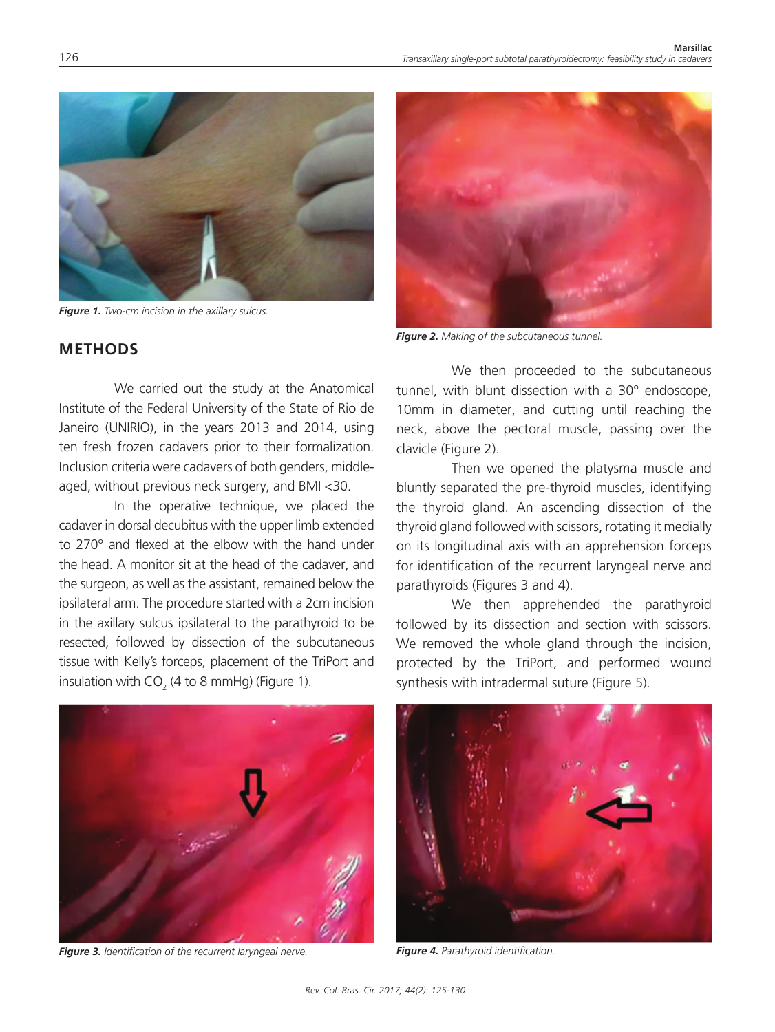*Figure 1. Two-cm incision in the axillary sulcus.*

*Figure 2. Making of the subcutaneous tunnel.*

## METHODS

We carried out the study at the Anatomical Institute of the Federal University of the State of Rio de Janeiro (UNIRIO), in the years 2013 and 2014, using ten fresh frozen cadavers prior to their formalization. Inclusion criteria were cadavers of both genders, middle-aged, without previous neck surgery, and BMI <30.

In the operative technique, we placed the cadaver in dorsal decubitus with the upper limb extended to 270° and flexed at the elbow with the hand under the head. A monitor sit at the head of the cadaver, and the surgeon, as well as the assistant, remained below the ipsilateral arm. The procedure started with a 2cm incision in the axillary sulcus ipsilateral to the parathyroid to be resected, followed by dissection of the subcutaneous tissue with Kelly's forceps, placement of the TriPort and insulation with $CO_2$ (4 to 8 mmHg) (Figure 1).

We then proceeded to the subcutaneous tunnel, with blunt dissection with a 30° endoscope, 10mm in diameter, and cutting until reaching the neck, above the pectoral muscle, passing over the clavicle (Figure 2).

Then we opened the platysma muscle and bluntly separated the pre-thyroid muscles, identifying the thyroid gland. An ascending dissection of the thyroid gland followed with scissors, rotating it medially on its longitudinal axis with an apprehension forceps for identification of the recurrent laryngeal nerve and parathyroids (Figures 3 and 4).

We then apprehended the parathyroid followed by its dissection and section with scissors. We removed the whole gland through the incision, protected by the TriPort, and performed wound synthesis with intradermal suture (Figure 5).

*Figure 3. Identification of the recurrent laryngeal nerve.*

*Figure 4. Parathyroid identification.*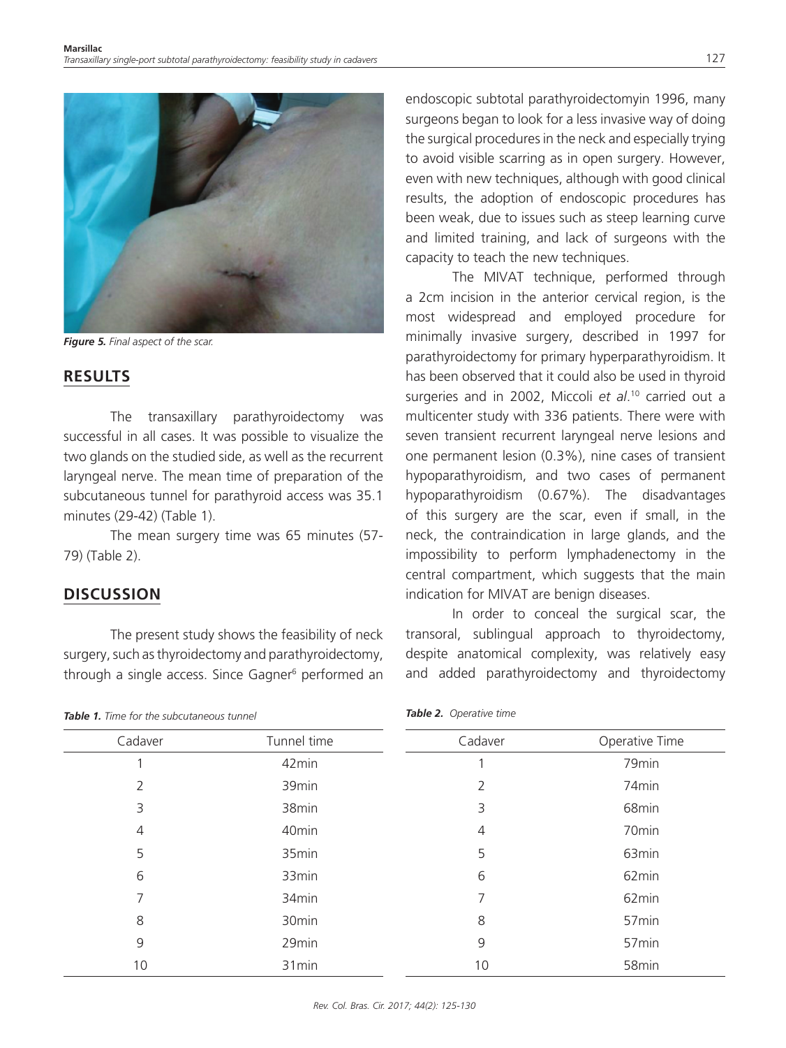Figure 5. Final aspect of the scar.

## RESULTS

The transaxillary parathyroidectomy was successful in all cases. It was possible to visualize the two glands on the studied side, as well as the recurrent laryngeal nerve. The mean time of preparation of the subcutaneous tunnel for parathyroid access was 35.1 minutes (29-42) (Table 1).

The mean surgery time was 65 minutes (57-79) (Table 2).

## DISCUSSION

The present study shows the feasibility of neck surgery, such as thyroidectomy and parathyroidectomy, through a single access. Since Gagner[6] performed an endoscopic subtotal parathyroidectomyin 1996, many surgeons began to look for a less invasive way of doing the surgical procedures in the neck and especially trying to avoid visible scarring as in open surgery. However, even with new techniques, although with good clinical results, the adoption of endoscopic procedures has been weak, due to issues such as steep learning curve and limited training, and lack of surgeons with the capacity to teach the new techniques.

The MIVAT technique, performed through a 2cm incision in the anterior cervical region, is the most widespread and employed procedure for minimally invasive surgery, described in 1997 for parathyroidectomy for primary hyperparathyroidism. It has been observed that it could also be used in thyroid surgeries and in 2002, Miccoli *et al*.[10] carried out a multicenter study with 336 patients. There were with seven transient recurrent laryngeal nerve lesions and one permanent lesion (0.3%), nine cases of transient hypoparathyroidism, and two cases of permanent hypoparathyroidism (0.67%). The disadvantages of this surgery are the scar, even if small, in the neck, the contraindication in large glands, and the impossibility to perform lymphadenectomy in the central compartment, which suggests that the main indication for MIVAT are benign diseases.

In order to conceal the surgical scar, the transoral, sublingual approach to thyroidectomy, despite anatomical complexity, was relatively easy and added parathyroidectomy and thyroidectomy

**Table 1.** *Time for the subcutaneous tunnel*

| Cadaver | Tunnel time |
|---|---|
| 1 | 42min |
| 2 | 39min |
| 3 | 38min |
| 4 | 40min |
| 5 | 35min |
| 6 | 33min |
| 7 | 34min |
| 8 | 30min |
| 9 | 29min |
| 10 | 31min |

**Table 2.** *Operative time*

| Cadaver | Operative Time |
|---|---|
| 1 | 79min |
| 2 | 74min |
| 3 | 68min |
| 4 | 70min |
| 5 | 63min |
| 6 | 62min |
| 7 | 62min |
| 8 | 57min |
| 9 | 57min |
| 10 | 58min |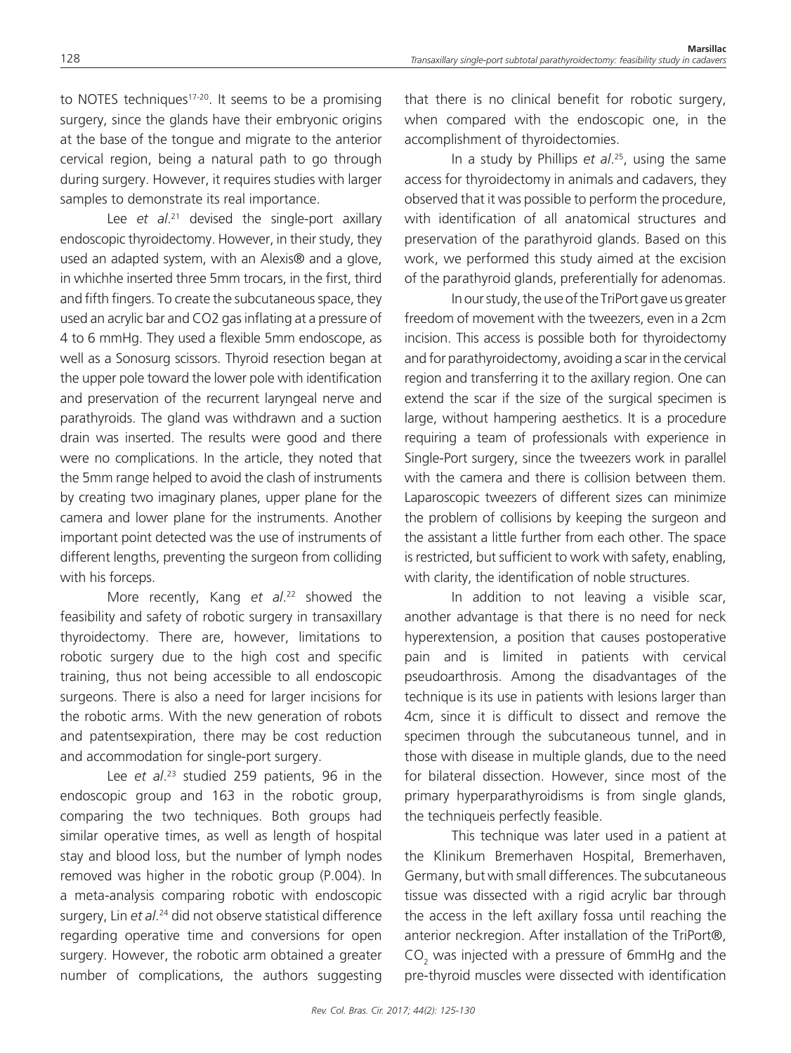to NOTES techniques[17-20]. It seems to be a promising surgery, since the glands have their embryonic origins at the base of the tongue and migrate to the anterior cervical region, being a natural path to go through during surgery. However, it requires studies with larger samples to demonstrate its real importance.

Lee *et al*.[21] devised the single-port axillary endoscopic thyroidectomy. However, in their study, they used an adapted system, with an Alexis® and a glove, in whichhe inserted three 5mm trocars, in the first, third and fifth fingers. To create the subcutaneous space, they used an acrylic bar and CO2 gas inflating at a pressure of 4 to 6 mmHg. They used a flexible 5mm endoscope, as well as a Sonosurg scissors. Thyroid resection began at the upper pole toward the lower pole with identification and preservation of the recurrent laryngeal nerve and parathyroids. The gland was withdrawn and a suction drain was inserted. The results were good and there were no complications. In the article, they noted that the 5mm range helped to avoid the clash of instruments by creating two imaginary planes, upper plane for the camera and lower plane for the instruments. Another important point detected was the use of instruments of different lengths, preventing the surgeon from colliding with his forceps.

More recently, Kang *et al*.[22] showed the feasibility and safety of robotic surgery in transaxillary thyroidectomy. There are, however, limitations to robotic surgery due to the high cost and specific training, thus not being accessible to all endoscopic surgeons. There is also a need for larger incisions for the robotic arms. With the new generation of robots and patentsexpiration, there may be cost reduction and accommodation for single-port surgery.

Lee *et al*.[23] studied 259 patients, 96 in the endoscopic group and 163 in the robotic group, comparing the two techniques. Both groups had similar operative times, as well as length of hospital stay and blood loss, but the number of lymph nodes removed was higher in the robotic group (P.004). In a meta-analysis comparing robotic with endoscopic surgery, Lin *et al*.[24] did not observe statistical difference regarding operative time and conversions for open surgery. However, the robotic arm obtained a greater number of complications, the authors suggesting that there is no clinical benefit for robotic surgery, when compared with the endoscopic one, in the accomplishment of thyroidectomies.

In a study by Phillips *et al*.[25], using the same access for thyroidectomy in animals and cadavers, they observed that it was possible to perform the procedure, with identification of all anatomical structures and preservation of the parathyroid glands. Based on this work, we performed this study aimed at the excision of the parathyroid glands, preferentially for adenomas.

In our study, the use of the TriPort gave us greater freedom of movement with the tweezers, even in a 2cm incision. This access is possible both for thyroidectomy and for parathyroidectomy, avoiding a scar in the cervical region and transferring it to the axillary region. One can extend the scar if the size of the surgical specimen is large, without hampering aesthetics. It is a procedure requiring a team of professionals with experience in Single-Port surgery, since the tweezers work in parallel with the camera and there is collision between them. Laparoscopic tweezers of different sizes can minimize the problem of collisions by keeping the surgeon and the assistant a little further from each other. The space is restricted, but sufficient to work with safety, enabling, with clarity, the identification of noble structures.

In addition to not leaving a visible scar, another advantage is that there is no need for neck hyperextension, a position that causes postoperative pain and is limited in patients with cervical pseudoarthrosis. Among the disadvantages of the technique is its use in patients with lesions larger than 4cm, since it is difficult to dissect and remove the specimen through the subcutaneous tunnel, and in those with disease in multiple glands, due to the need for bilateral dissection. However, since most of the primary hyperparathyroidisms is from single glands, the techniqueis perfectly feasible.

This technique was later used in a patient at the Klinikum Bremerhaven Hospital, Bremerhaven, Germany, but with small differences. The subcutaneous tissue was dissected with a rigid acrylic bar through the access in the left axillary fossa until reaching the anterior neckregion. After installation of the TriPort®, $CO_2$ was injected with a pressure of 6mmHg and the pre-thyroid muscles were dissected with identification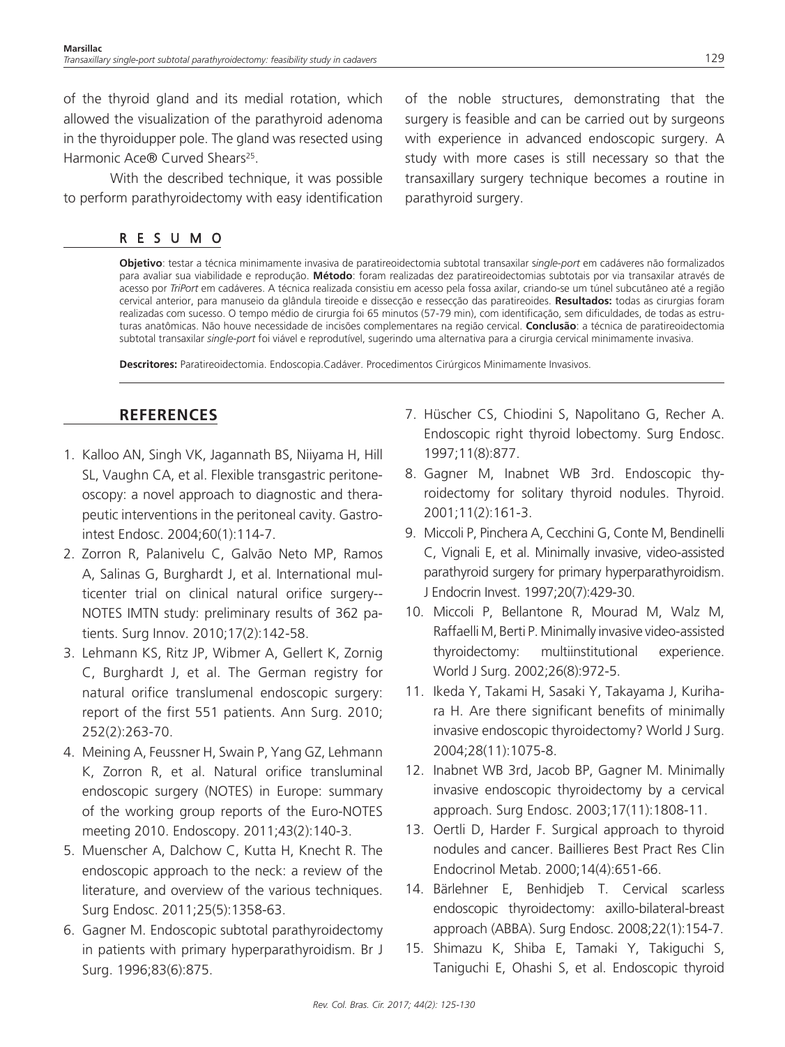of the thyroid gland and its medial rotation, which allowed the visualization of the parathyroid adenoma in the thyroidupper pole. The gland was resected using Harmonic Ace® Curved Shears[25].

With the described technique, it was possible to perform parathyroidectomy with easy identification of the noble structures, demonstrating that the surgery is feasible and can be carried out by surgeons with experience in advanced endoscopic surgery. A study with more cases is still necessary so that the transaxillary surgery technique becomes a routine in parathyroid surgery.

## RESUMO

**Objetivo**: testar a técnica minimamente invasiva de paratireoidectomia subtotal transaxilar s*ingle-port* em cadáveres não formalizados para avaliar sua viabilidade e reprodução. **Método**: foram realizadas dez paratireoidectomias subtotais por via transaxilar através de acesso por *TriPort* em cadáveres. A técnica realizada consistiu em acesso pela fossa axilar, criando-se um túnel subcutâneo até a região cervical anterior, para manuseio da glândula tireoide e dissecção e ressecção das paratireoides. **Resultados:** todas as cirurgias foram realizadas com sucesso. O tempo médio de cirurgia foi 65 minutos (57-79 min), com identificação, sem dificuldades, de todas as estruturas anatômicas. Não houve necessidade de incisões complementares na região cervical. **Conclusão**: a técnica de paratireoidectomia subtotal transaxilar *single-port* foi viável e reprodutível, sugerindo uma alternativa para a cirurgia cervical minimamente invasiva.

**Descritores:** Paratireoidectomia. Endoscopia.Cadáver. Procedimentos Cirúrgicos Minimamente Invasivos.

## REFERENCES

1. Kalloo AN, Singh VK, Jagannath BS, Niiyama H, Hill SL, Vaughn CA, et al. Flexible transgastric peritoneoscopy: a novel approach to diagnostic and therapeutic interventions in the peritoneal cavity. Gastrointest Endosc. 2004;60(1):114-7.
2. Zorron R, Palanivelu C, Galvão Neto MP, Ramos A, Salinas G, Burghardt J, et al. International multicenter trial on clinical natural orifice surgery--NOTES IMTN study: preliminary results of 362 patients. Surg Innov. 2010;17(2):142-58.
3. Lehmann KS, Ritz JP, Wibmer A, Gellert K, Zornig C, Burghardt J, et al. The German registry for natural orifice translumenal endoscopic surgery: report of the first 551 patients. Ann Surg. 2010; 252(2):263-70.
4. Meining A, Feussner H, Swain P, Yang GZ, Lehmann K, Zorron R, et al. Natural orifice transluminal endoscopic surgery (NOTES) in Europe: summary of the working group reports of the Euro-NOTES meeting 2010. Endoscopy. 2011;43(2):140-3.
5. Muenscher A, Dalchow C, Kutta H, Knecht R. The endoscopic approach to the neck: a review of the literature, and overview of the various techniques. Surg Endosc. 2011;25(5):1358-63.
6. Gagner M. Endoscopic subtotal parathyroidectomy in patients with primary hyperparathyroidism. Br J Surg. 1996;83(6):875.
7. Hüscher CS, Chiodini S, Napolitano G, Recher A. Endoscopic right thyroid lobectomy. Surg Endosc. 1997;11(8):877.
8. Gagner M, Inabnet WB 3rd. Endoscopic thyroidectomy for solitary thyroid nodules. Thyroid. 2001;11(2):161-3.
9. Miccoli P, Pinchera A, Cecchini G, Conte M, Bendinelli C, Vignali E, et al. Minimally invasive, video-assisted parathyroid surgery for primary hyperparathyroidism. J Endocrin Invest. 1997;20(7):429-30.
10. Miccoli P, Bellantone R, Mourad M, Walz M, Raffaelli M, Berti P. Minimally invasive video-assisted thyroidectomy: multiinstitutional experience. World J Surg. 2002;26(8):972-5.
11. Ikeda Y, Takami H, Sasaki Y, Takayama J, Kurihara H. Are there significant benefits of minimally invasive endoscopic thyroidectomy? World J Surg. 2004;28(11):1075-8.
12. Inabnet WB 3rd, Jacob BP, Gagner M. Minimally invasive endoscopic thyroidectomy by a cervical approach. Surg Endosc. 2003;17(11):1808-11.
13. Oertli D, Harder F. Surgical approach to thyroid nodules and cancer. Baillieres Best Pract Res Clin Endocrinol Metab. 2000;14(4):651-66.
14. Bärlehner E, Benhidjeb T. Cervical scarless endoscopic thyroidectomy: axillo-bilateral-breast approach (ABBA). Surg Endosc. 2008;22(1):154-7.
15. Shimazu K, Shiba E, Tamaki Y, Takiguchi S, Taniguchi E, Ohashi S, et al. Endoscopic thyroid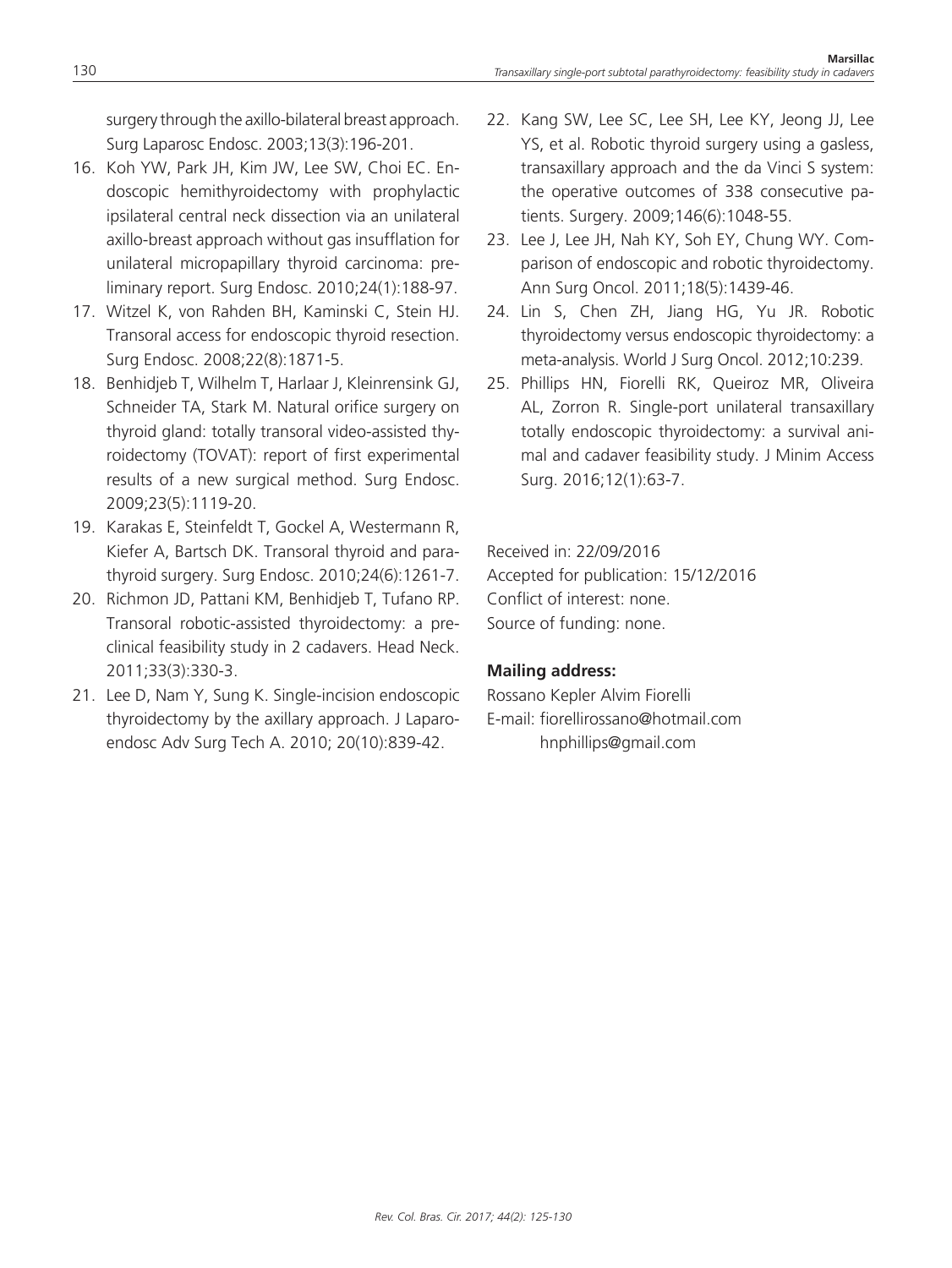surgery through the axillo-bilateral breast approach. Surg Laparosc Endosc. 2003;13(3):196-201.

16. Koh YW, Park JH, Kim JW, Lee SW, Choi EC. Endoscopic hemithyroidectomy with prophylactic ipsilateral central neck dissection via an unilateral axillo-breast approach without gas insufflation for unilateral micropapillary thyroid carcinoma: preliminary report. Surg Endosc. 2010;24(1):188-97.
17. Witzel K, von Rahden BH, Kaminski C, Stein HJ. Transoral access for endoscopic thyroid resection. Surg Endosc. 2008;22(8):1871-5.
18. Benhidjeb T, Wilhelm T, Harlaar J, Kleinrensink GJ, Schneider TA, Stark M. Natural orifice surgery on thyroid gland: totally transoral video-assisted thyroidectomy (TOVAT): report of first experimental results of a new surgical method. Surg Endosc. 2009;23(5):1119-20.
19. Karakas E, Steinfeldt T, Gockel A, Westermann R, Kiefer A, Bartsch DK. Transoral thyroid and parathyroid surgery. Surg Endosc. 2010;24(6):1261-7.
20. Richmon JD, Pattani KM, Benhidjeb T, Tufano RP. Transoral robotic-assisted thyroidectomy: a preclinical feasibility study in 2 cadavers. Head Neck. 2011;33(3):330-3.
21. Lee D, Nam Y, Sung K. Single-incision endoscopic thyroidectomy by the axillary approach. J Laparoendosc Adv Surg Tech A. 2010; 20(10):839-42.
22. Kang SW, Lee SC, Lee SH, Lee KY, Jeong JJ, Lee YS, et al. Robotic thyroid surgery using a gasless, transaxillary approach and the da Vinci S system: the operative outcomes of 338 consecutive patients. Surgery. 2009;146(6):1048-55.
23. Lee J, Lee JH, Nah KY, Soh EY, Chung WY. Comparison of endoscopic and robotic thyroidectomy. Ann Surg Oncol. 2011;18(5):1439-46.
24. Lin S, Chen ZH, Jiang HG, Yu JR. Robotic thyroidectomy versus endoscopic thyroidectomy: a meta-analysis. World J Surg Oncol. 2012;10:239.
25. Phillips HN, Fiorelli RK, Queiroz MR, Oliveira AL, Zorron R. Single-port unilateral transaxillary totally endoscopic thyroidectomy: a survival animal and cadaver feasibility study. J Minim Access Surg. 2016;12(1):63-7.

Received in: 22/09/2016
Accepted for publication: 15/12/2016
Conflict of interest: none.
Source of funding: none.

**Mailing address:**

Rossano Kepler Alvim Fiorelli
E-mail: fiorellirossano@hotmail.com
hnphillips@gmail.com